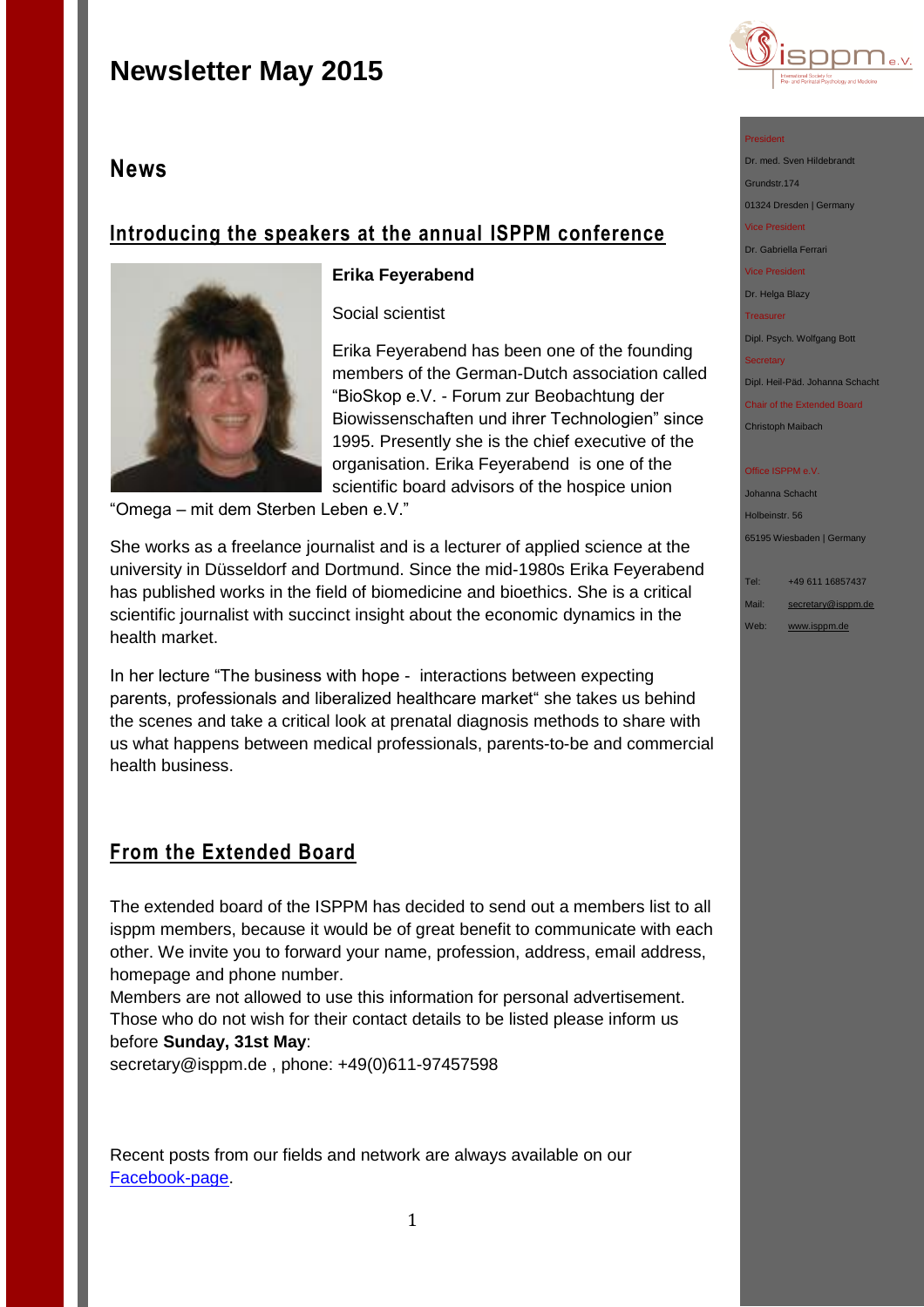# Newsletter May 2015

## News

### Introducing the speakers at the annual ISPPM conference

**Erika Feyerabend**

Social scientist

Erika Feyerabend has been one of the founding members of the German-Dutch association called "BioSkop e.V. - Forum zur Beobachtung der Biowissenschaften und ihrer Technologien" since 1995. Presently she is the chief executive of the organisation. Erika Feyerabend is one of the scientific board advisors of the hospice union "Omega – mit dem Sterben Leben e.V."

She works as a freelance journalist and is a lecturer of applied science at the university in Düsseldorf and Dortmund. Since the mid-1980s Erika Feyerabend has published works in the field of biomedicine and bioethics. She is a critical scientific journalist with succinct insight about the economic dynamics in the health market.

In her lecture "The business with hope - interactions between expecting parents, professionals and liberalized healthcare market" she takes us behind the scenes and take a critical look at prenatal diagnosis methods to share with us what happens between medical professionals, parents-to-be and commercial health business.

### From the Extended Board

The extended board of the ISPPM has decided to send out a members list to all isppm members, because it would be of great benefit to communicate with each other. We invite you to forward your name, profession, address, email address, homepage and phone number.
Members are not allowed to use this information for personal advertisement. Those who do not wish for their contact details to be listed please inform us before **Sunday, 31st May**:
secretary@isppm.de , phone: +49(0)611-97457598

Recent posts from our fields and network are always available on our Facebook-page.

---

isppm e.V.
International Society for Pre- and Perinatal Psychology and Medicine

President
Dr. med. Sven Hildebrandt
Grundstr.174
01324 Dresden | Germany

Vice President
Dr. Gabriella Ferrari

Vice President
Dr. Helga Blazy

Treasurer
Dipl. Psych. Wolfgang Bott

Secretary
Dipl. Heil-Päd. Johanna Schacht

Chair of the Extended Board
Christoph Maibach

Office ISPPM e.V.
Johanna Schacht
Holbeinstr. 56
65195 Wiesbaden | Germany

Tel: +49 611 16857437
Mail: secretary@isppm.de
Web: www.isppm.de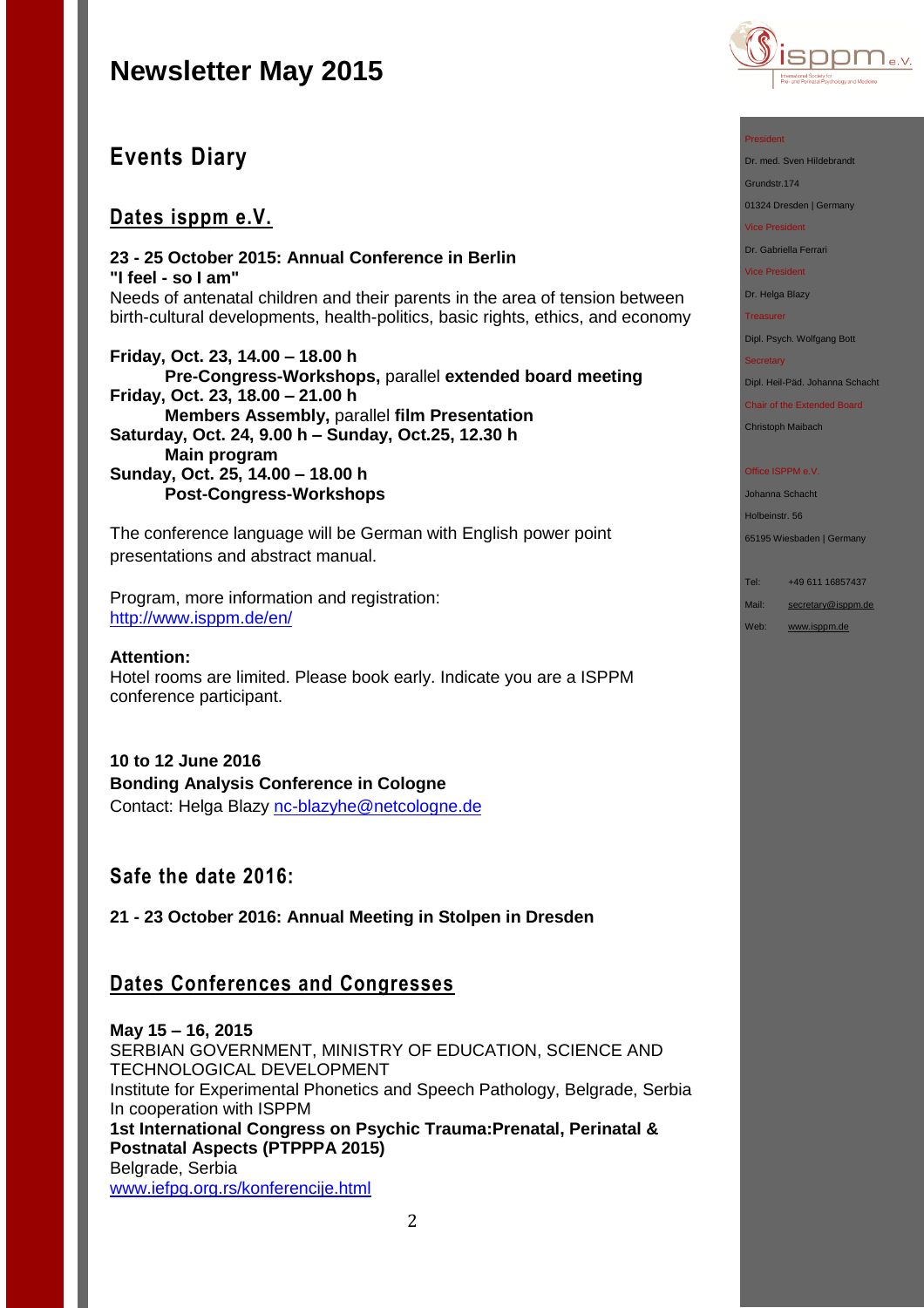# Newsletter May 2015

## Events Diary

### Dates isppm e.V.

**23 - 25 October 2015: Annual Conference in Berlin**
**"I feel - so I am"**
Needs of antenatal children and their parents in the area of tension between birth-cultural developments, health-politics, basic rights, ethics, and economy

**Friday, Oct. 23, 14.00 – 18.00 h**
**Pre-Congress-Workshops,** parallel **extended board meeting**
**Friday, Oct. 23, 18.00 – 21.00 h**
**Members Assembly,** parallel **film Presentation**
**Saturday, Oct. 24, 9.00 h – Sunday, Oct.25, 12.30 h**
**Main program**
**Sunday, Oct. 25, 14.00 – 18.00 h**
**Post-Congress-Workshops**

The conference language will be German with English power point presentations and abstract manual.

Program, more information and registration:
http://www.isppm.de/en/

**Attention:**
Hotel rooms are limited. Please book early. Indicate you are a ISPPM conference participant.

**10 to 12 June 2016**
**Bonding Analysis Conference in Cologne**
Contact: Helga Blazy nc-blazyhe@netcologne.de

## Safe the date 2016:

**21 - 23 October 2016: Annual Meeting in Stolpen in Dresden**

### Dates Conferences and Congresses

**May 15 – 16, 2015**
SERBIAN GOVERNMENT, MINISTRY OF EDUCATION, SCIENCE AND TECHNOLOGICAL DEVELOPMENT
Institute for Experimental Phonetics and Speech Pathology, Belgrade, Serbia
In cooperation with ISPPM
**1st International Congress on Psychic Trauma:Prenatal, Perinatal & Postnatal Aspects (PTPPPA 2015)**
Belgrade, Serbia
www.iefpg.org.rs/konferencije.html

President
Dr. med. Sven Hildebrandt
Grundstr.174
01324 Dresden | Germany

Vice President
Dr. Gabriella Ferrari

Vice President
Dr. Helga Blazy

Treasurer
Dipl. Psych. Wolfgang Bott

Secretary
Dipl. Heil-Päd. Johanna Schacht

Chair of the Extended Board
Christoph Maibach

Office ISPPM e.V.
Johanna Schacht
Holbeinstr. 56
65195 Wiesbaden | Germany

Tel: +49 611 16857437
Mail: secretary@isppm.de
Web: www.isppm.de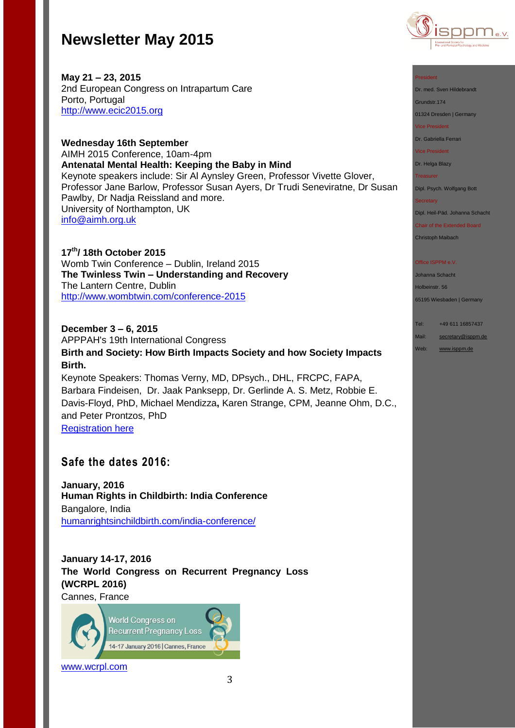# Newsletter May 2015

**May 21 – 23, 2015**
2nd European Congress on Intrapartum Care
Porto, Portugal
http://www.ecic2015.org

**Wednesday 16th September**
AIMH 2015 Conference, 10am-4pm
**Antenatal Mental Health: Keeping the Baby in Mind**
Keynote speakers include: Sir Al Aynsley Green, Professor Vivette Glover, Professor Jane Barlow, Professor Susan Ayers, Dr Trudi Seneviratne, Dr Susan Pawlby, Dr Nadja Reissland and more.
University of Northampton, UK
info@aimh.org.uk

**17th/ 18th October 2015**
Womb Twin Conference – Dublin, Ireland 2015
**The Twinless Twin – Understanding and Recovery**
The Lantern Centre, Dublin
http://www.wombtwin.com/conference-2015

**December 3 – 6, 2015**
APPPAH's 19th International Congress
**Birth and Society: How Birth Impacts Society and how Society Impacts Birth.**
Keynote Speakers: Thomas Verny, MD, DPsych., DHL, FRCPC, FAPA, Barbara Findeisen, Dr. Jaak Panksepp, Dr. Gerlinde A. S. Metz, Robbie E. Davis-Floyd, PhD, Michael Mendizza**,** Karen Strange, CPM, Jeanne Ohm, D.C., and Peter Prontzos, PhD
Registration here

## Safe the dates 2016:

**January, 2016**
**Human Rights in Childbirth: India Conference**
Bangalore, India
humanrightsinchildbirth.com/india-conference/

**January 14-17, 2016**
**The World Congress on Recurrent Pregnancy Loss (WCRPL 2016)**
Cannes, France

World Congress on Recurrent Pregnancy Loss
14-17 January 2016 | Cannes, France

www.wcrpl.com

President
Dr. med. Sven Hildebrandt
Grundstr.174
01324 Dresden | Germany

Vice President
Dr. Gabriella Ferrari

Vice President
Dr. Helga Blazy

Treasurer
Dipl. Psych. Wolfgang Bott

Secretary
Dipl. Heil-Päd. Johanna Schacht

Chair of the Extended Board
Christoph Maibach

Office ISPPM e.V.
Johanna Schacht
Holbeinstr. 56
65195 Wiesbaden | Germany

Tel: +49 611 16857437
Mail: secretary@isppm.de
Web: www.isppm.de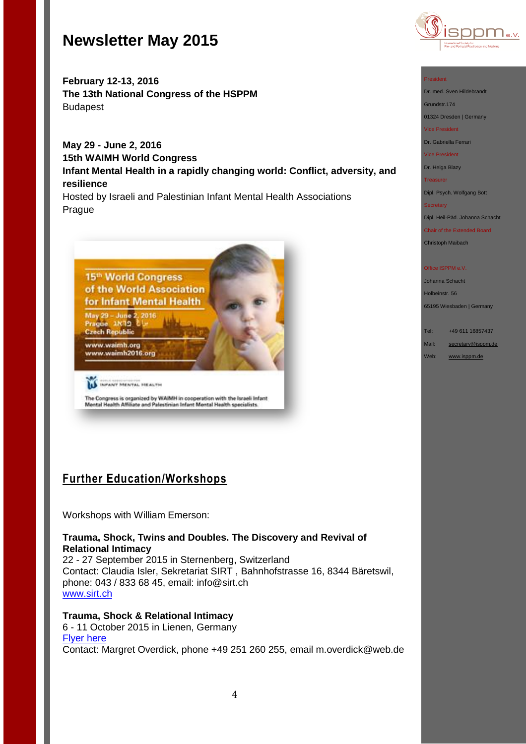# Newsletter May 2015

**February 12-13, 2016**
**The 13th National Congress of the HSPPM**
Budapest

**May 29 - June 2, 2016**
**15th WAIMH World Congress**
**Infant Mental Health in a rapidly changing world: Conflict, adversity, and resilience**
Hosted by Israeli and Palestinian Infant Mental Health Associations
Prague

## Further Education/Workshops

Workshops with William Emerson:

**Trauma, Shock, Twins and Doubles. The Discovery and Revival of Relational Intimacy**
22 - 27 September 2015 in Sternenberg, Switzerland
Contact: Claudia Isler, Sekretariat SIRT , Bahnhofstrasse 16, 8344 Bäretswil, phone: 043 / 833 68 45, email: info@sirt.ch
www.sirt.ch

**Trauma, Shock & Relational Intimacy**
6 - 11 October 2015 in Lienen, Germany
Flyer here
Contact: Margret Overdick, phone +49 251 260 255, email m.overdick@web.de

President
Dr. med. Sven Hildebrandt
Grundstr.174
01324 Dresden | Germany

Vice President
Dr. Gabriella Ferrari

Vice President
Dr. Helga Blazy

Treasurer
Dipl. Psych. Wolfgang Bott

Secretary
Dipl. Heil-Päd. Johanna Schacht

Chair of the Extended Board
Christoph Maibach

Office ISPPM e.V.
Johanna Schacht
Holbeinstr. 56
65195 Wiesbaden | Germany

Tel: +49 611 16857437
Mail: secretary@isppm.de
Web: www.isppm.de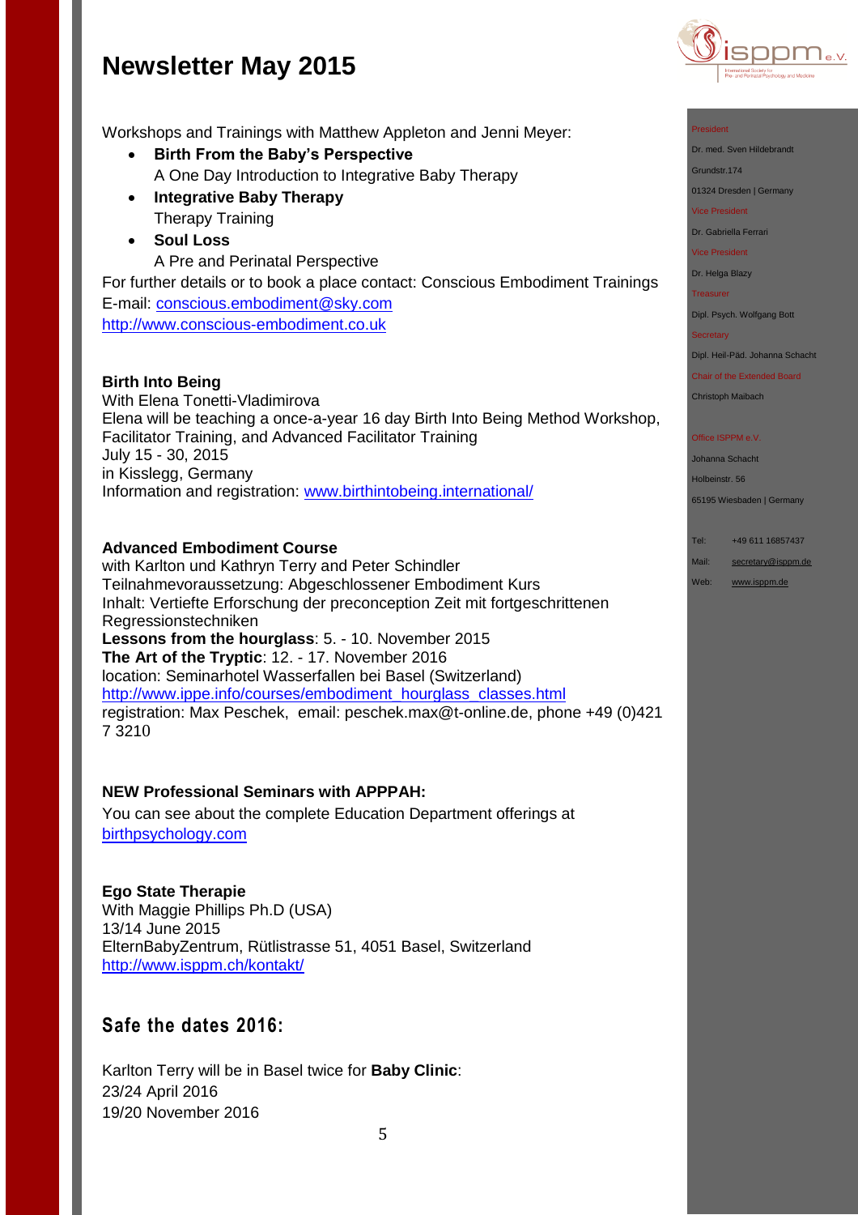# Newsletter May 2015

Workshops and Trainings with Matthew Appleton and Jenni Meyer:

- **Birth From the Baby's Perspective**
  A One Day Introduction to Integrative Baby Therapy
- **Integrative Baby Therapy**
  Therapy Training
- **Soul Loss**
  A Pre and Perinatal Perspective

For further details or to book a place contact: Conscious Embodiment Trainings
E-mail: conscious.embodiment@sky.com
http://www.conscious-embodiment.co.uk

**Birth Into Being**
With Elena Tonetti-Vladimirova
Elena will be teaching a once-a-year 16 day Birth Into Being Method Workshop, Facilitator Training, and Advanced Facilitator Training
July 15 - 30, 2015
in Kisslegg, Germany
Information and registration: www.birthintobeing.international/

**Advanced Embodiment Course**
with Karlton und Kathryn Terry and Peter Schindler
Teilnahmevoraussetzung: Abgeschlossener Embodiment Kurs
Inhalt: Vertiefte Erforschung der preconception Zeit mit fortgeschrittenen Regressionstechniken
**Lessons from the hourglass**: 5. - 10. November 2015
**The Art of the Tryptic**: 12. - 17. November 2016
location: Seminarhotel Wasserfallen bei Basel (Switzerland)
http://www.ippe.info/courses/embodiment_hourglass_classes.html
registration: Max Peschek, email: peschek.max@t-online.de, phone +49 (0)421 7 3210

**NEW Professional Seminars with APPPAH:**
You can see about the complete Education Department offerings at birthpsychology.com

**Ego State Therapie**
With Maggie Phillips Ph.D (USA)
13/14 June 2015
ElternBabyZentrum, Rütlistrasse 51, 4051 Basel, Switzerland
http://www.isppm.ch/kontakt/

## Safe the dates 2016:

Karlton Terry will be in Basel twice for **Baby Clinic**:
23/24 April 2016
19/20 November 2016

President
Dr. med. Sven Hildebrandt
Grundstr.174
01324 Dresden | Germany
Vice President
Dr. Gabriella Ferrari
Vice President
Dr. Helga Blazy
Treasurer
Dipl. Psych. Wolfgang Bott
Secretary
Dipl. Heil-Päd. Johanna Schacht
Chair of the Extended Board
Christoph Maibach

Office ISPPM e.V.
Johanna Schacht
Holbeinstr. 56
65195 Wiesbaden | Germany

Tel: +49 611 16857437
Mail: secretary@isppm.de
Web: www.isppm.de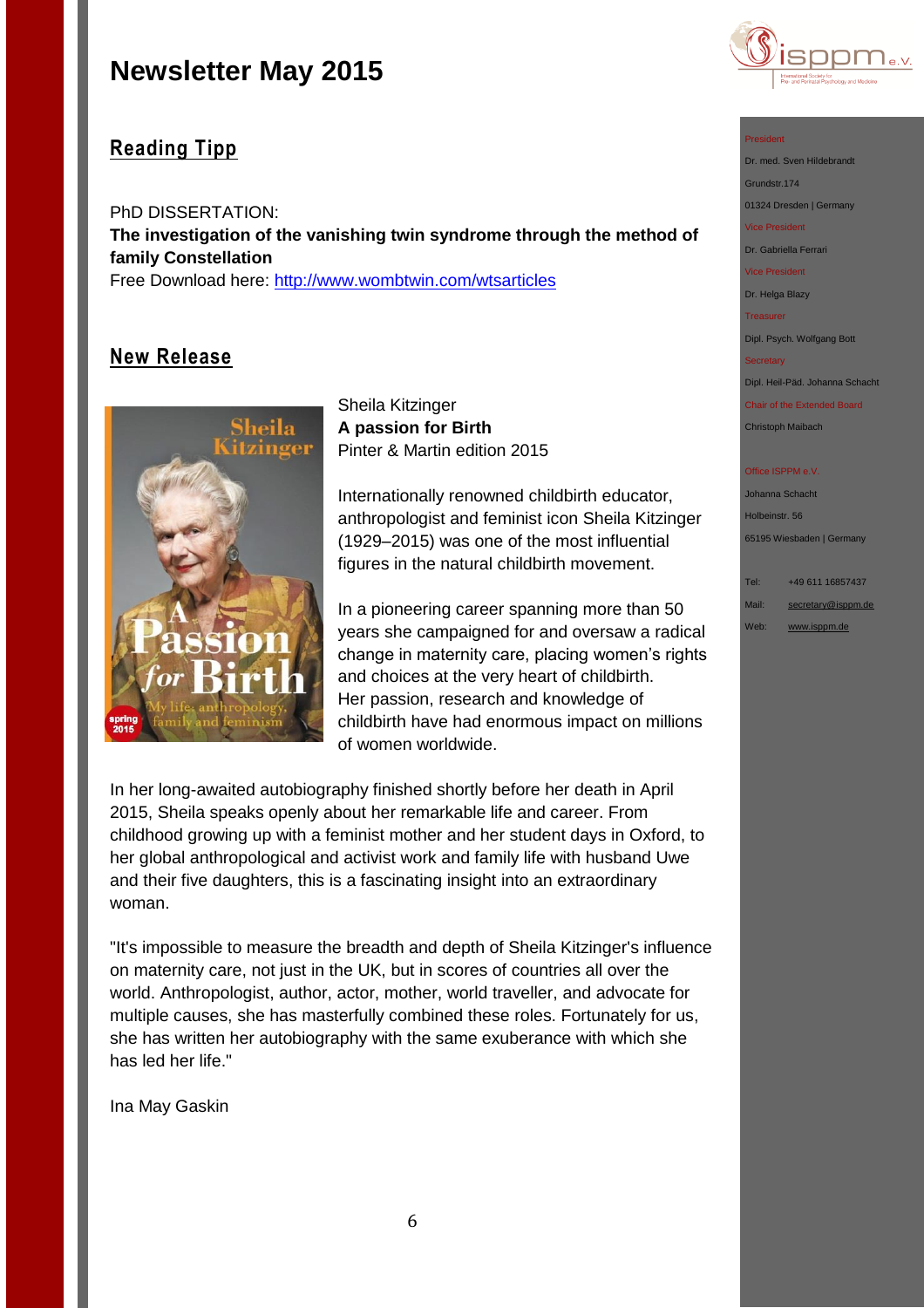# Newsletter May 2015

## Reading Tipp

PhD DISSERTATION:
**The investigation of the vanishing twin syndrome through the method of family Constellation**
Free Download here: http://www.wombtwin.com/wtsarticles

## New Release

Sheila Kitzinger
**A passion for Birth**
Pinter & Martin edition 2015

Internationally renowned childbirth educator, anthropologist and feminist icon Sheila Kitzinger (1929–2015) was one of the most influential figures in the natural childbirth movement.

In a pioneering career spanning more than 50 years she campaigned for and oversaw a radical change in maternity care, placing women's rights and choices at the very heart of childbirth. Her passion, research and knowledge of childbirth have had enormous impact on millions of women worldwide.

In her long-awaited autobiography finished shortly before her death in April 2015, Sheila speaks openly about her remarkable life and career. From childhood growing up with a feminist mother and her student days in Oxford, to her global anthropological and activist work and family life with husband Uwe and their five daughters, this is a fascinating insight into an extraordinary woman.

"It's impossible to measure the breadth and depth of Sheila Kitzinger's influence on maternity care, not just in the UK, but in scores of countries all over the world. Anthropologist, author, actor, mother, world traveller, and advocate for multiple causes, she has masterfully combined these roles. Fortunately for us, she has written her autobiography with the same exuberance with which she has led her life."

Ina May Gaskin

---

President
Dr. med. Sven Hildebrandt
Grundstr.174
01324 Dresden | Germany

Vice President
Dr. Gabriella Ferrari

Vice President
Dr. Helga Blazy

Treasurer
Dipl. Psych. Wolfgang Bott

Secretary
Dipl. Heil-Päd. Johanna Schacht

Chair of the Extended Board
Christoph Maibach

Office ISPPM e.V.
Johanna Schacht
Holbeinstr. 56
65195 Wiesbaden | Germany

Tel: +49 611 16857437
Mail: secretary@isppm.de
Web: www.isppm.de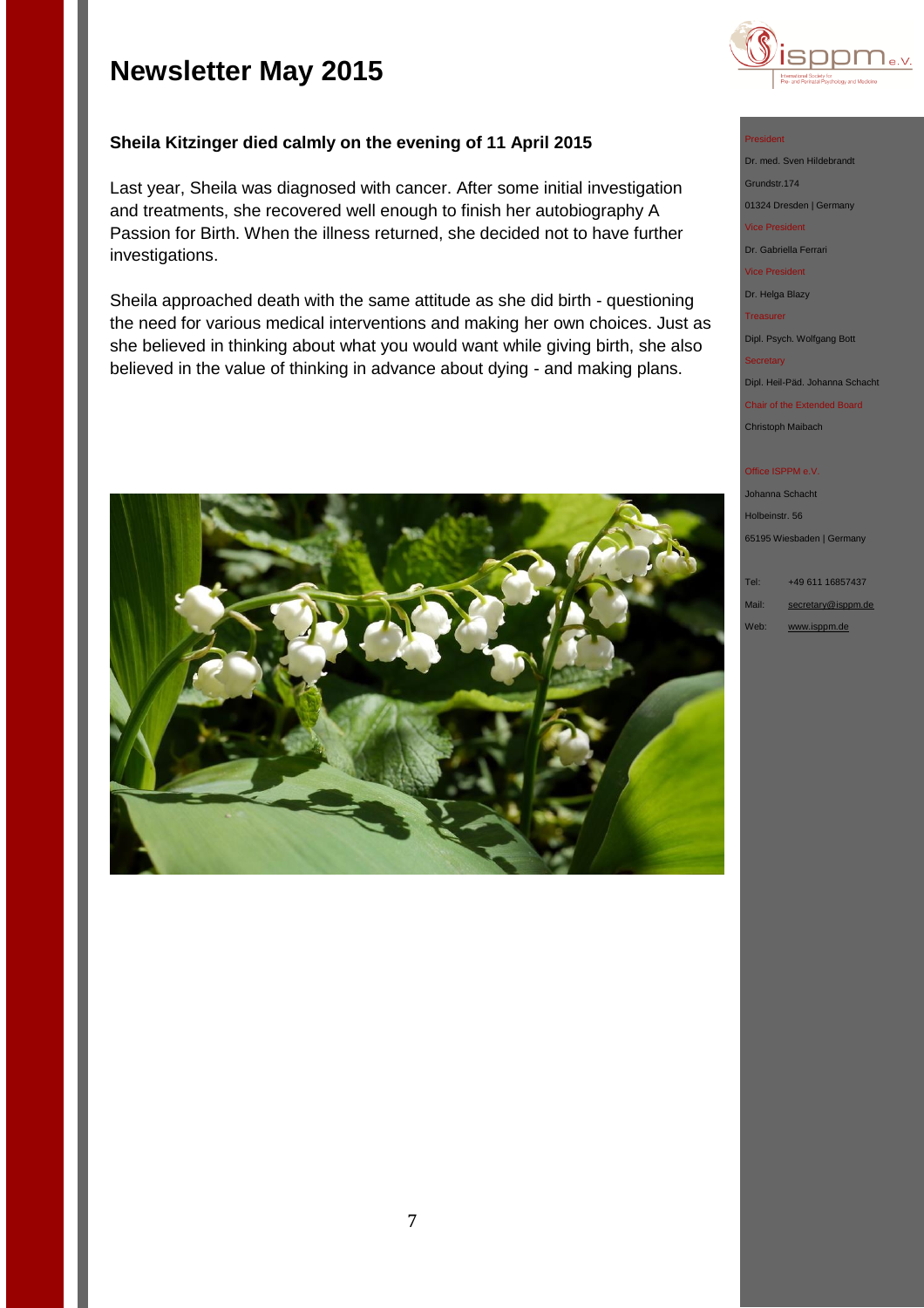# Newsletter May 2015

**Sheila Kitzinger died calmly on the evening of 11 April 2015**

Last year, Sheila was diagnosed with cancer. After some initial investigation and treatments, she recovered well enough to finish her autobiography A Passion for Birth. When the illness returned, she decided not to have further investigations.

Sheila approached death with the same attitude as she did birth - questioning the need for various medical interventions and making her own choices. Just as she believed in thinking about what you would want while giving birth, she also believed in the value of thinking in advance about dying - and making plans.

President
Dr. med. Sven Hildebrandt
Grundstr.174
01324 Dresden | Germany
Vice President
Dr. Gabriella Ferrari
Vice President
Dr. Helga Blazy
Treasurer
Dipl. Psych. Wolfgang Bott
Secretary
Dipl. Heil-Päd. Johanna Schacht
Chair of the Extended Board
Christoph Maibach

Office ISPPM e.V.
Johanna Schacht
Holbeinstr. 56
65195 Wiesbaden | Germany

Tel: +49 611 16857437
Mail: secretary@isppm.de
Web: www.isppm.de